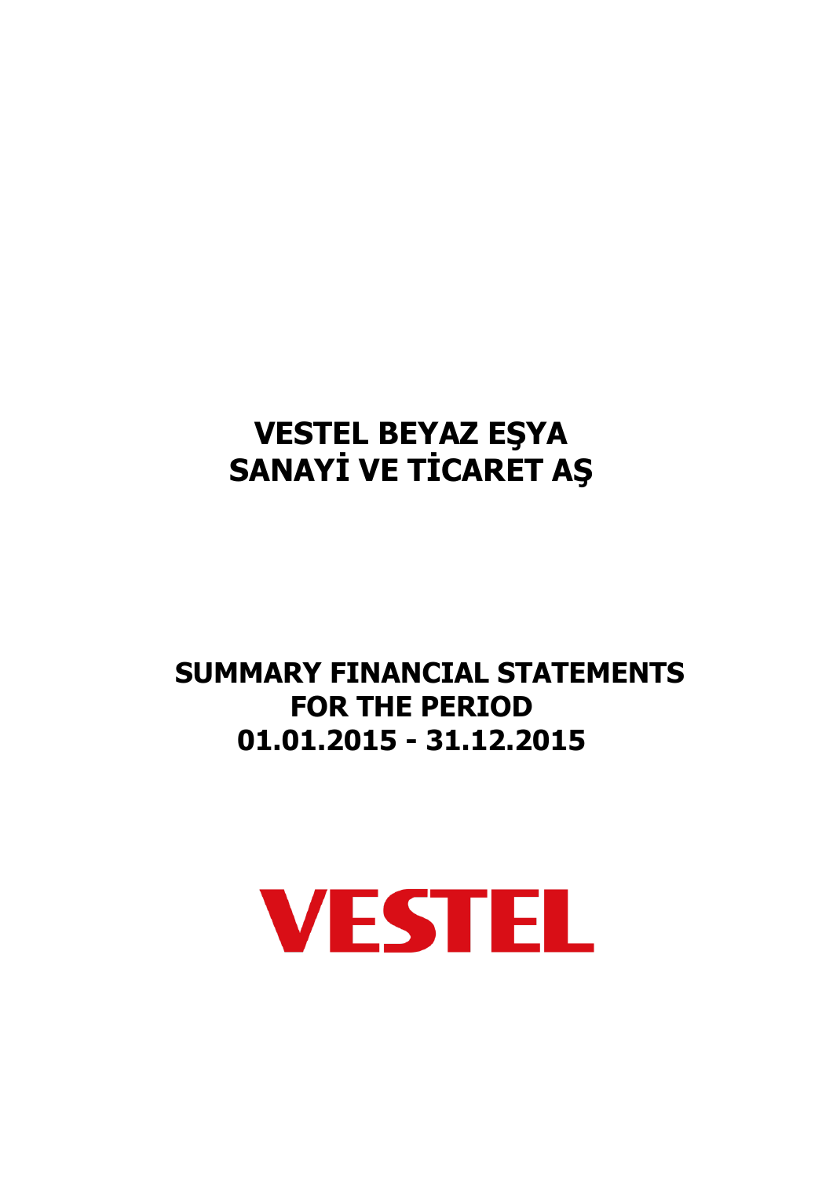# VESTEL BEYAZ EŞYA SANAYİ VE TİCARET AŞ

## SUMMARY FINANCIAL STATEMENTS FOR THE PERIOD 01.01.2015 - 31.12.2015

VESTEL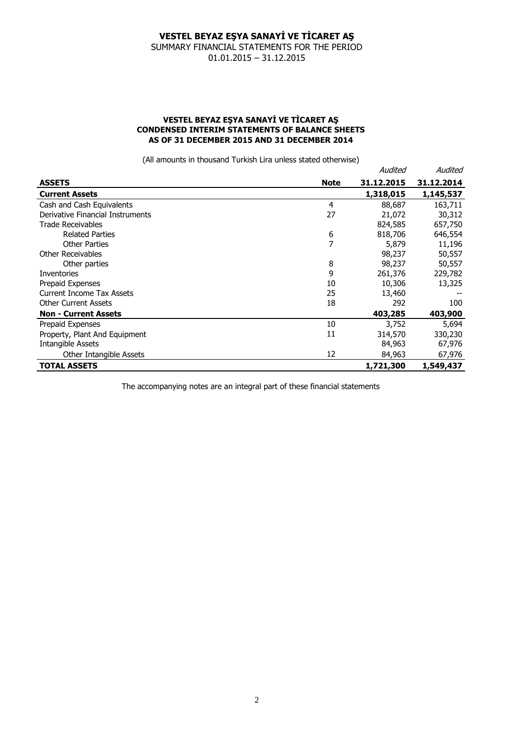# VESTEL BEYAZ EŞYA SANAYİ VE TİCARET AŞ

SUMMARY FINANCIAL STATEMENTS FOR THE PERIOD
01.01.2015 – 31.12.2015

**VESTEL BEYAZ EŞYA SANAYİ VE TİCARET AŞ**
**CONDENSED INTERIM STATEMENTS OF BALANCE SHEETS**
**AS OF 31 DECEMBER 2015 AND 31 DECEMBER 2014**

(All amounts in thousand Turkish Lira unless stated otherwise)

| | | *Audited* | *Audited* |
|---|---|---|---|
| **ASSETS** | **Note** | **31.12.2015** | **31.12.2014** |
| **Current Assets** | | **1,318,015** | **1,145,537** |
| Cash and Cash Equivalents | 4 | 88,687 | 163,711 |
| Derivative Financial Instruments | 27 | 21,072 | 30,312 |
| Trade Receivables | | 824,585 | 657,750 |
| Related Parties | 6 | 818,706 | 646,554 |
| Other Parties | 7 | 5,879 | 11,196 |
| Other Receivables | | 98,237 | 50,557 |
| Other parties | 8 | 98,237 | 50,557 |
| Inventories | 9 | 261,376 | 229,782 |
| Prepaid Expenses | 10 | 10,306 | 13,325 |
| Current Income Tax Assets | 25 | 13,460 | -- |
| Other Current Assets | 18 | 292 | 100 |
| **Non - Current Assets** | | **403,285** | **403,900** |
| Prepaid Expenses | 10 | 3,752 | 5,694 |
| Property, Plant And Equipment | 11 | 314,570 | 330,230 |
| Intangible Assets | | 84,963 | 67,976 |
| Other Intangible Assets | 12 | 84,963 | 67,976 |
| **TOTAL ASSETS** | | **1,721,300** | **1,549,437** |

The accompanying notes are an integral part of these financial statements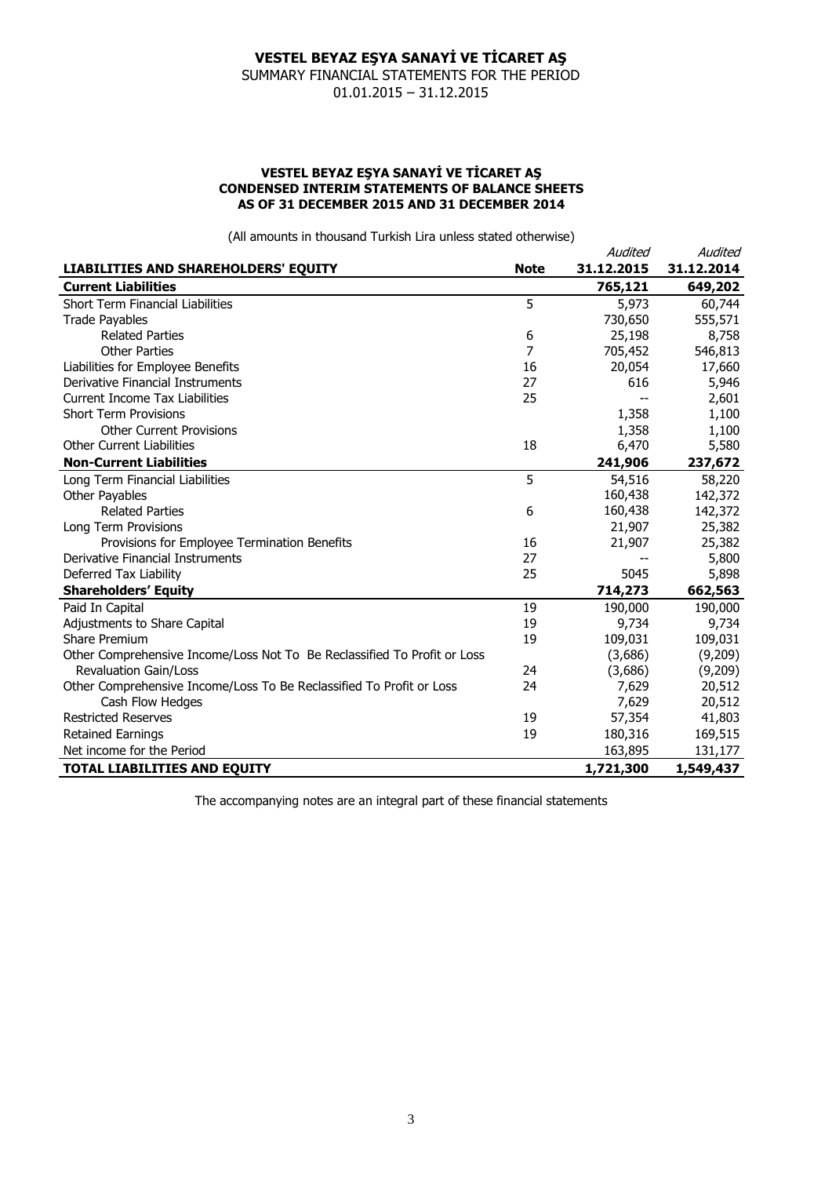# VESTEL BEYAZ EŞYA SANAYİ VE TİCARET AŞ

SUMMARY FINANCIAL STATEMENTS FOR THE PERIOD

01.01.2015 – 31.12.2015

### VESTEL BEYAZ EŞYA SANAYİ VE TİCARET AŞ
### CONDENSED INTERIM STATEMENTS OF BALANCE SHEETS
### AS OF 31 DECEMBER 2015 AND 31 DECEMBER 2014

(All amounts in thousand Turkish Lira unless stated otherwise)

| LIABILITIES AND SHAREHOLDERS' EQUITY | Note | *Audited* 31.12.2015 | *Audited* 31.12.2014 |
|---|---|---|---|
| **Current Liabilities** | | **765,121** | **649,202** |
| Short Term Financial Liabilities | 5 | 5,973 | 60,744 |
| Trade Payables | | 730,650 | 555,571 |
| Related Parties | 6 | 25,198 | 8,758 |
| Other Parties | 7 | 705,452 | 546,813 |
| Liabilities for Employee Benefits | 16 | 20,054 | 17,660 |
| Derivative Financial Instruments | 27 | 616 | 5,946 |
| Current Income Tax Liabilities | 25 | -- | 2,601 |
| Short Term Provisions | | 1,358 | 1,100 |
| Other Current Provisions | | 1,358 | 1,100 |
| Other Current Liabilities | 18 | 6,470 | 5,580 |
| **Non-Current Liabilities** | | **241,906** | **237,672** |
| Long Term Financial Liabilities | 5 | 54,516 | 58,220 |
| Other Payables | | 160,438 | 142,372 |
| Related Parties | 6 | 160,438 | 142,372 |
| Long Term Provisions | | 21,907 | 25,382 |
| Provisions for Employee Termination Benefits | 16 | 21,907 | 25,382 |
| Derivative Financial Instruments | 27 | -- | 5,800 |
| Deferred Tax Liability | 25 | 5045 | 5,898 |
| **Shareholders' Equity** | | **714,273** | **662,563** |
| Paid In Capital | 19 | 190,000 | 190,000 |
| Adjustments to Share Capital | 19 | 9,734 | 9,734 |
| Share Premium | 19 | 109,031 | 109,031 |
| Other Comprehensive Income/Loss Not To Be Reclassified To Profit or Loss | | (3,686) | (9,209) |
| Revaluation Gain/Loss | 24 | (3,686) | (9,209) |
| Other Comprehensive Income/Loss To Be Reclassified To Profit or Loss | 24 | 7,629 | 20,512 |
| Cash Flow Hedges | | 7,629 | 20,512 |
| Restricted Reserves | 19 | 57,354 | 41,803 |
| Retained Earnings | 19 | 180,316 | 169,515 |
| Net income for the Period | | 163,895 | 131,177 |
| **TOTAL LIABILITIES AND EQUITY** | | **1,721,300** | **1,549,437** |

The accompanying notes are an integral part of these financial statements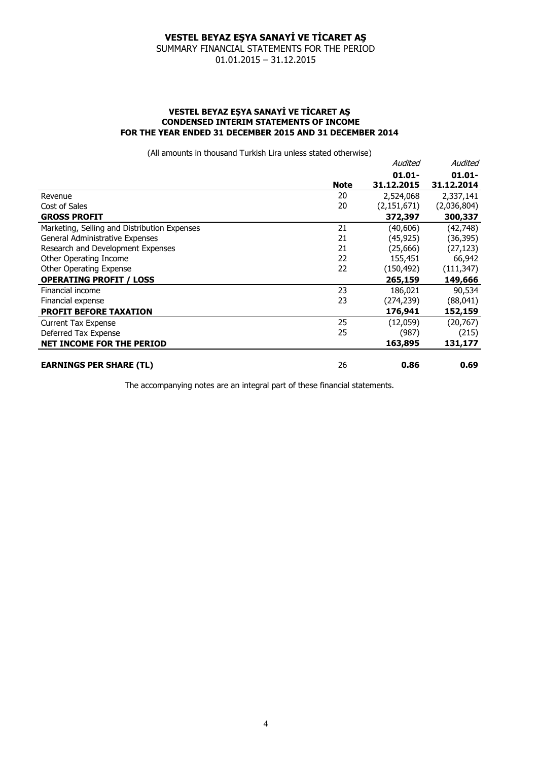# VESTEL BEYAZ EŞYA SANAYİ VE TİCARET AŞ

SUMMARY FINANCIAL STATEMENTS FOR THE PERIOD
01.01.2015 – 31.12.2015

### VESTEL BEYAZ EŞYA SANAYİ VE TİCARET AŞ
### CONDENSED INTERIM STATEMENTS OF INCOME
### FOR THE YEAR ENDED 31 DECEMBER 2015 AND 31 DECEMBER 2014

(All amounts in thousand Turkish Lira unless stated otherwise)

| | | *Audited* | *Audited* |
|---|---|---|---|
| | **Note** | **01.01-31.12.2015** | **01.01-31.12.2014** |
| Revenue | 20 | 2,524,068 | 2,337,141 |
| Cost of Sales | 20 | (2,151,671) | (2,036,804) |
| **GROSS PROFIT** | | **372,397** | **300,337** |
| Marketing, Selling and Distribution Expenses | 21 | (40,606) | (42,748) |
| General Administrative Expenses | 21 | (45,925) | (36,395) |
| Research and Development Expenses | 21 | (25,666) | (27,123) |
| Other Operating Income | 22 | 155,451 | 66,942 |
| Other Operating Expense | 22 | (150,492) | (111,347) |
| **OPERATING PROFIT / LOSS** | | **265,159** | **149,666** |
| Financial income | 23 | 186,021 | 90,534 |
| Financial expense | 23 | (274,239) | (88,041) |
| **PROFIT BEFORE TAXATION** | | **176,941** | **152,159** |
| Current Tax Expense | 25 | (12,059) | (20,767) |
| Deferred Tax Expense | 25 | (987) | (215) |
| **NET INCOME FOR THE PERIOD** | | **163,895** | **131,177** |
| **EARNINGS PER SHARE (TL)** | 26 | **0.86** | **0.69** |

The accompanying notes are an integral part of these financial statements.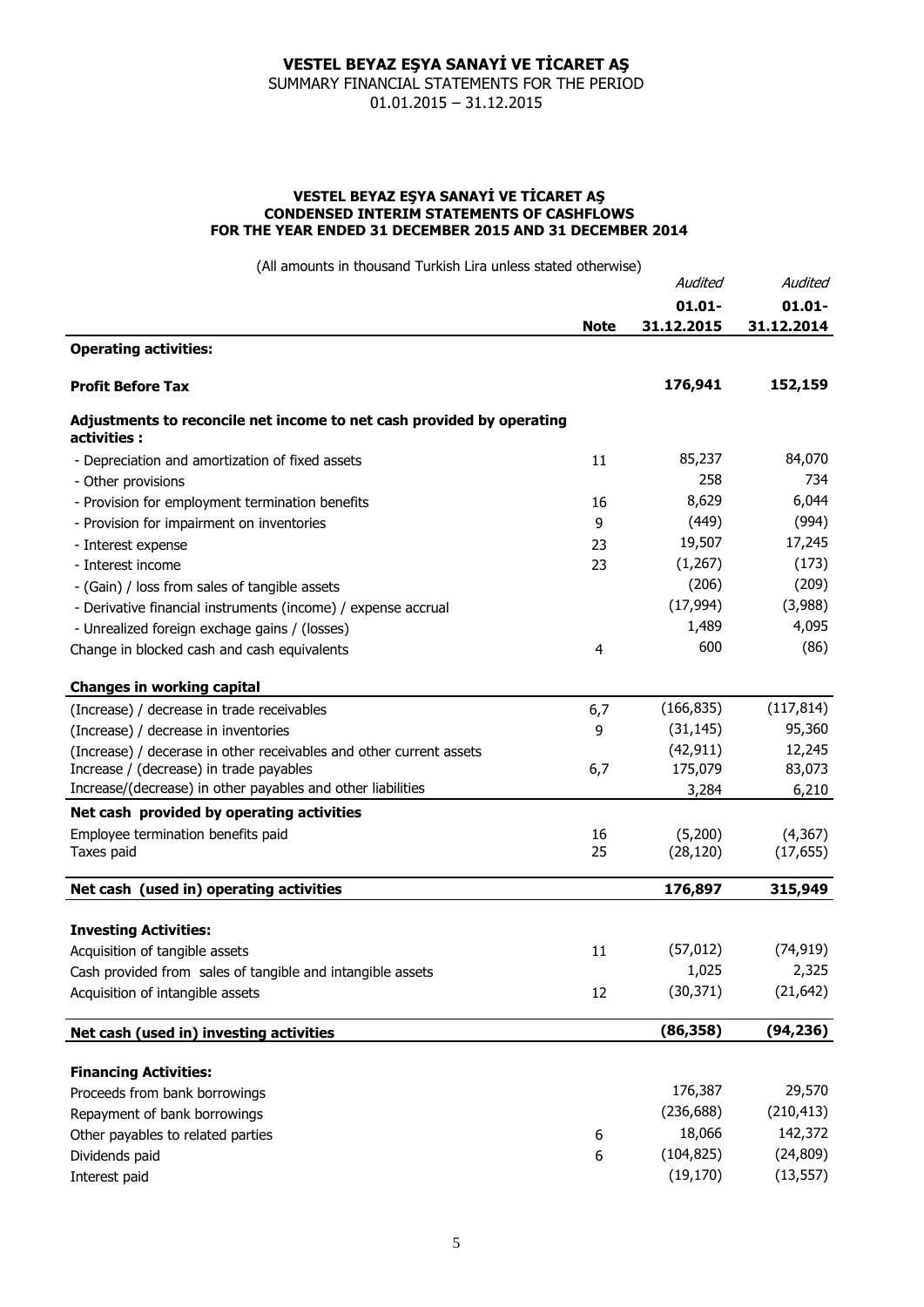# VESTEL BEYAZ EŞYA SANAYİ VE TİCARET AŞ

SUMMARY FINANCIAL STATEMENTS FOR THE PERIOD
01.01.2015 – 31.12.2015

**VESTEL BEYAZ EŞYA SANAYİ VE TİCARET AŞ**
**CONDENSED INTERIM STATEMENTS OF CASHFLOWS**
**FOR THE YEAR ENDED 31 DECEMBER 2015 AND 31 DECEMBER 2014**

(All amounts in thousand Turkish Lira unless stated otherwise)

| | **Note** | *Audited* **01.01-31.12.2015** | *Audited* **01.01-31.12.2014** |
|---|---|---|---|
| **Operating activities:** | | | |
| **Profit Before Tax** | | **176,941** | **152,159** |
| **Adjustments to reconcile net income to net cash provided by operating activities :** | | | |
| - Depreciation and amortization of fixed assets | 11 | 85,237 | 84,070 |
| - Other provisions | | 258 | 734 |
| - Provision for employment termination benefits | 16 | 8,629 | 6,044 |
| - Provision for impairment on inventories | 9 | (449) | (994) |
| - Interest expense | 23 | 19,507 | 17,245 |
| - Interest income | 23 | (1,267) | (173) |
| - (Gain) / loss from sales of tangible assets | | (206) | (209) |
| - Derivative financial instruments (income) / expense accrual | | (17,994) | (3,988) |
| - Unrealized foreign exchage gains / (losses) | | 1,489 | 4,095 |
| Change in blocked cash and cash equivalents | 4 | 600 | (86) |
| **Changes in working capital** | | | |
| (Increase) / decrease in trade receivables | 6,7 | (166,835) | (117,814) |
| (Increase) / decrease in inventories | 9 | (31,145) | 95,360 |
| (Increase) / decerase in other receivables and other current assets | | (42,911) | 12,245 |
| Increase / (decrease) in trade payables | 6,7 | 175,079 | 83,073 |
| Increase/(decrease) in other payables and other liabilities | | 3,284 | 6,210 |
| **Net cash provided by operating activities** | | | |
| Employee termination benefits paid | 16 | (5,200) | (4,367) |
| Taxes paid | 25 | (28,120) | (17,655) |
| **Net cash (used in) operating activities** | | **176,897** | **315,949** |
| **Investing Activities:** | | | |
| Acquisition of tangible assets | 11 | (57,012) | (74,919) |
| Cash provided from sales of tangible and intangible assets | | 1,025 | 2,325 |
| Acquisition of intangible assets | 12 | (30,371) | (21,642) |
| **Net cash (used in) investing activities** | | **(86,358)** | **(94,236)** |
| **Financing Activities:** | | | |
| Proceeds from bank borrowings | | 176,387 | 29,570 |
| Repayment of bank borrowings | | (236,688) | (210,413) |
| Other payables to related parties | 6 | 18,066 | 142,372 |
| Dividends paid | 6 | (104,825) | (24,809) |
| Interest paid | | (19,170) | (13,557) |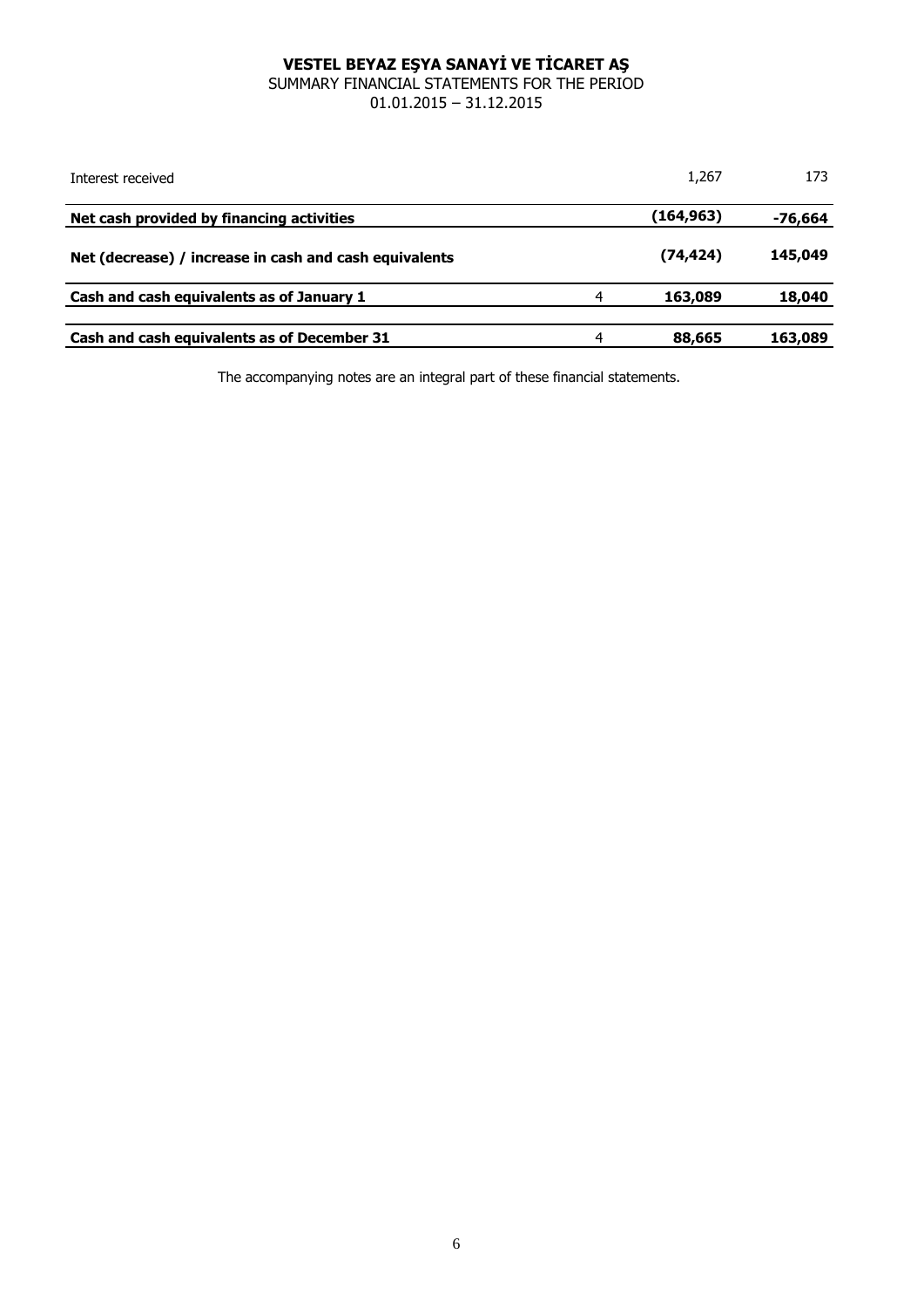**VESTEL BEYAZ EŞYA SANAYİ VE TİCARET AŞ**
SUMMARY FINANCIAL STATEMENTS FOR THE PERIOD
01.01.2015 – 31.12.2015

| | | | |
|---|---|---|---|
| Interest received | | 1,267 | 173 |
| **Net cash provided by financing activities** | | **(164,963)** | **-76,664** |
| **Net (decrease) / increase in cash and cash equivalents** | | **(74,424)** | **145,049** |
| **Cash and cash equivalents as of January 1** | 4 | **163,089** | **18,040** |
| **Cash and cash equivalents as of December 31** | 4 | **88,665** | **163,089** |

The accompanying notes are an integral part of these financial statements.